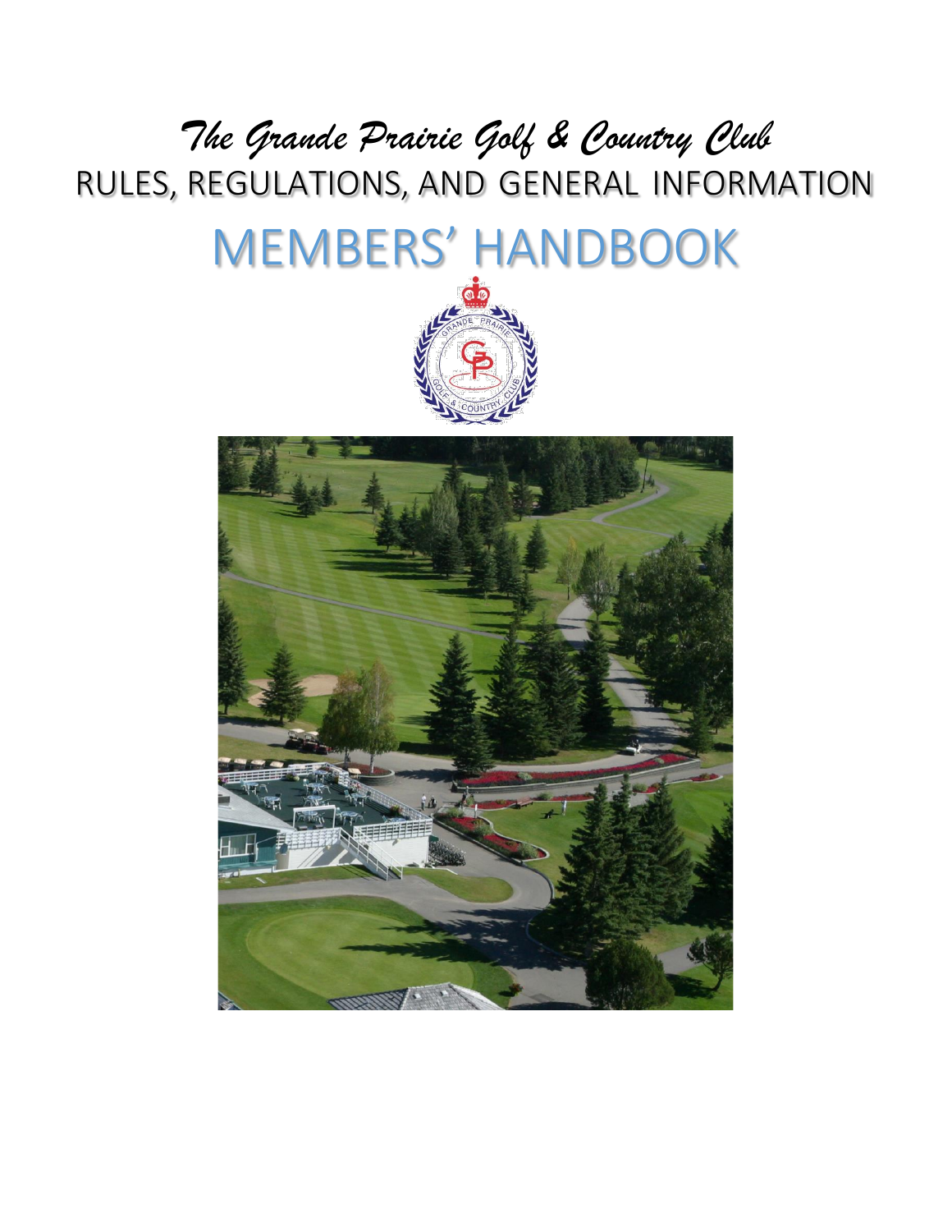# *The Grande Prairie Golf & Country Club*

## RULES, REGULATIONS, AND GENERAL INFORMATION

# MEMBERS' HANDBOOK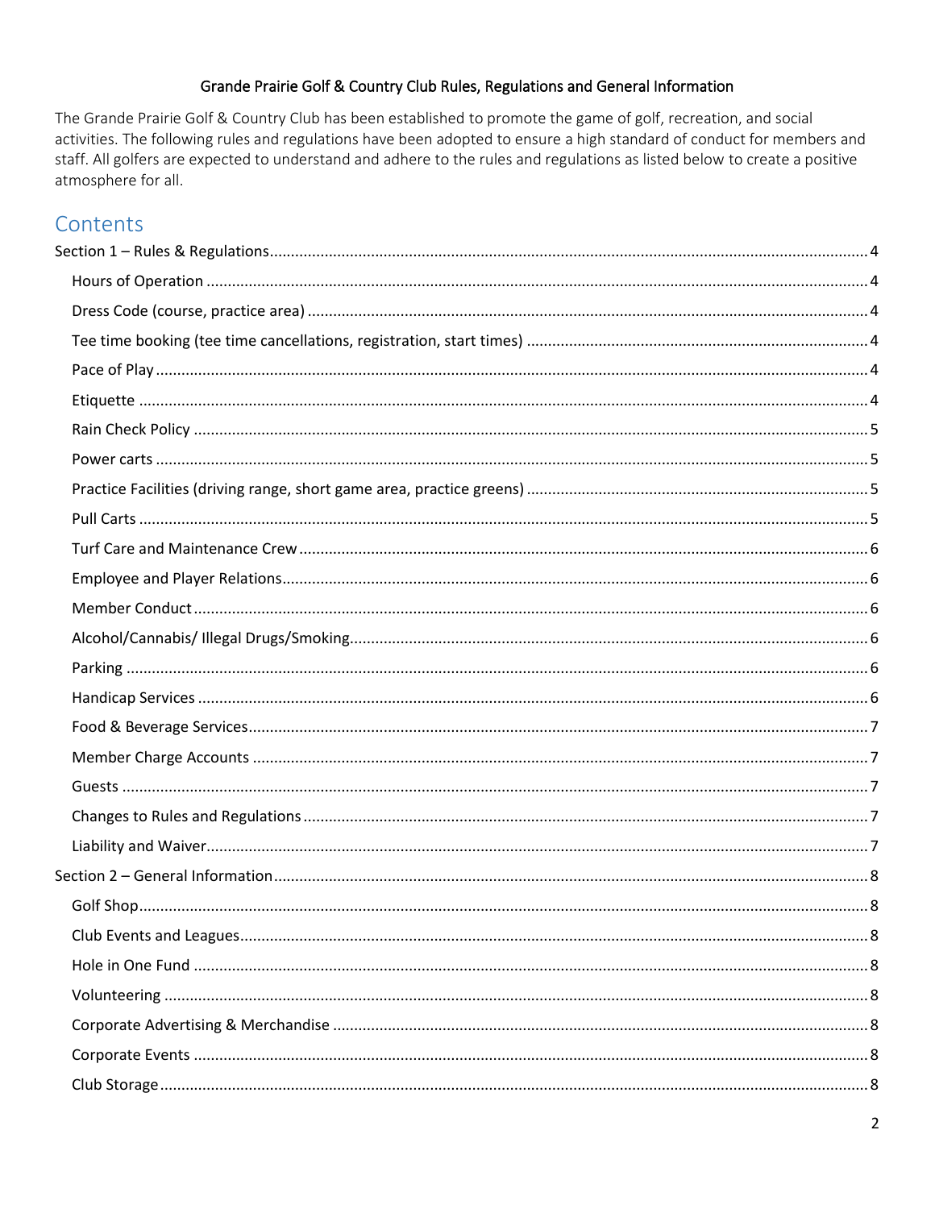Grande Prairie Golf & Country Club Rules, Regulations and General Information

The Grande Prairie Golf & Country Club has been established to promote the game of golf, recreation, and social activities. The following rules and regulations have been adopted to ensure a high standard of conduct for members and staff. All golfers are expected to understand and adhere to the rules and regulations as listed below to create a positive atmosphere for all.

## Contents

Section 1 – Rules & Regulations ........ 4
- Hours of Operation ........ 4
- Dress Code (course, practice area) ........ 4
- Tee time booking (tee time cancellations, registration, start times) ........ 4
- Pace of Play ........ 4
- Etiquette ........ 4
- Rain Check Policy ........ 5
- Power carts ........ 5
- Practice Facilities (driving range, short game area, practice greens) ........ 5
- Pull Carts ........ 5
- Turf Care and Maintenance Crew ........ 6
- Employee and Player Relations ........ 6
- Member Conduct ........ 6
- Alcohol/Cannabis/ Illegal Drugs/Smoking ........ 6
- Parking ........ 6
- Handicap Services ........ 6
- Food & Beverage Services ........ 7
- Member Charge Accounts ........ 7
- Guests ........ 7
- Changes to Rules and Regulations ........ 7
- Liability and Waiver ........ 7

Section 2 – General Information ........ 8
- Golf Shop ........ 8
- Club Events and Leagues ........ 8
- Hole in One Fund ........ 8
- Volunteering ........ 8
- Corporate Advertising & Merchandise ........ 8
- Corporate Events ........ 8
- Club Storage ........ 8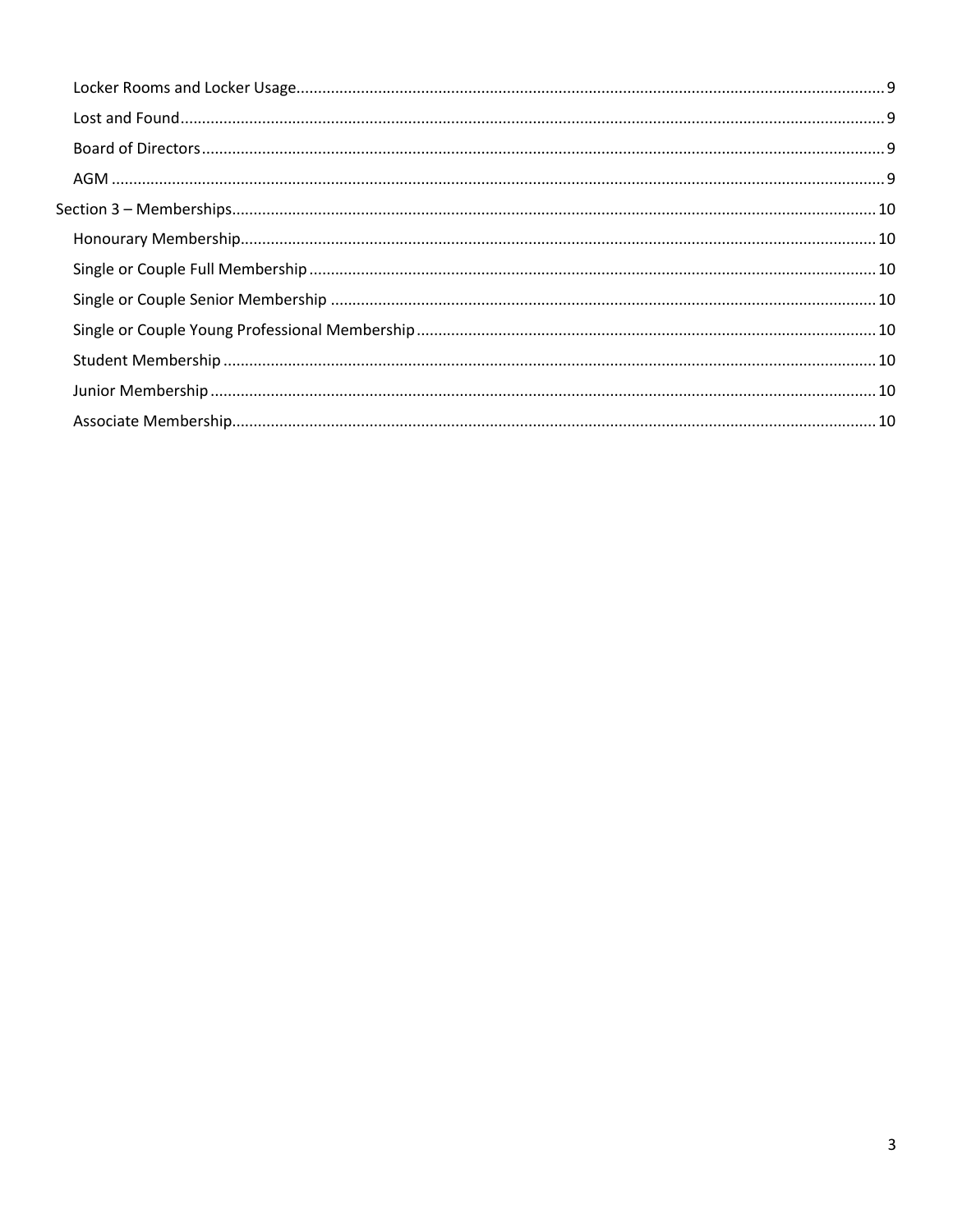Locker Rooms and Locker Usage........................................................................................................................9

Lost and Found...................................................................................................................................................9

Board of Directors..............................................................................................................................................9

AGM ....................................................................................................................................................................9

Section 3 – Memberships.....................................................................................................................................10

Honourary Membership...................................................................................................................................10

Single or Couple Full Membership....................................................................................................................10

Single or Couple Senior Membership ..............................................................................................................10

Single or Couple Young Professional Membership...........................................................................................10

Student Membership .......................................................................................................................................10

Junior Membership ..........................................................................................................................................10

Associate Membership.....................................................................................................................................10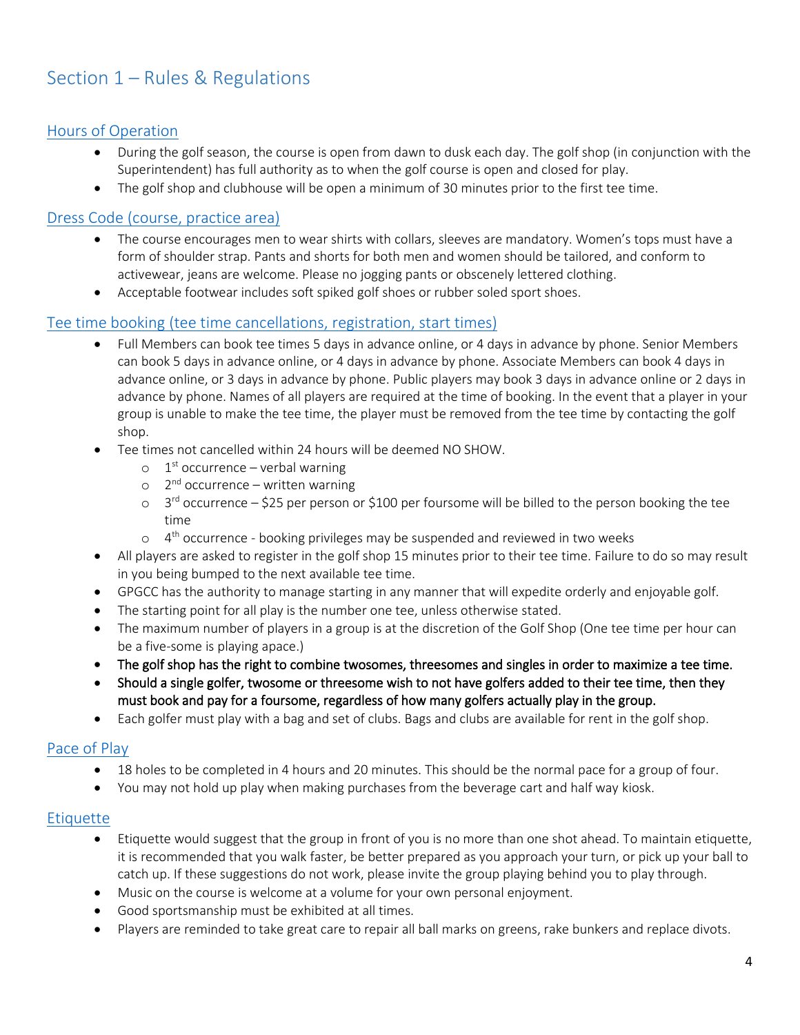# Section 1 – Rules & Regulations

## Hours of Operation

- During the golf season, the course is open from dawn to dusk each day. The golf shop (in conjunction with the Superintendent) has full authority as to when the golf course is open and closed for play.
- The golf shop and clubhouse will be open a minimum of 30 minutes prior to the first tee time.

## Dress Code (course, practice area)

- The course encourages men to wear shirts with collars, sleeves are mandatory. Women's tops must have a form of shoulder strap. Pants and shorts for both men and women should be tailored, and conform to activewear, jeans are welcome. Please no jogging pants or obscenely lettered clothing.
- Acceptable footwear includes soft spiked golf shoes or rubber soled sport shoes.

## Tee time booking (tee time cancellations, registration, start times)

- Full Members can book tee times 5 days in advance online, or 4 days in advance by phone. Senior Members can book 5 days in advance online, or 4 days in advance by phone. Associate Members can book 4 days in advance online, or 3 days in advance by phone. Public players may book 3 days in advance online or 2 days in advance by phone. Names of all players are required at the time of booking. In the event that a player in your group is unable to make the tee time, the player must be removed from the tee time by contacting the golf shop.
- Tee times not cancelled within 24 hours will be deemed NO SHOW.
  - 1st occurrence – verbal warning
  - 2nd occurrence – written warning
  - 3rd occurrence – $25 per person or $100 per foursome will be billed to the person booking the tee time
  - 4th occurrence - booking privileges may be suspended and reviewed in two weeks
- All players are asked to register in the golf shop 15 minutes prior to their tee time. Failure to do so may result in you being bumped to the next available tee time.
- GPGCC has the authority to manage starting in any manner that will expedite orderly and enjoyable golf.
- The starting point for all play is the number one tee, unless otherwise stated.
- The maximum number of players in a group is at the discretion of the Golf Shop (One tee time per hour can be a five-some is playing apace.)
- The golf shop has the right to combine twosomes, threesomes and singles in order to maximize a tee time.
- Should a single golfer, twosome or threesome wish to not have golfers added to their tee time, then they must book and pay for a foursome, regardless of how many golfers actually play in the group.
- Each golfer must play with a bag and set of clubs. Bags and clubs are available for rent in the golf shop.

## Pace of Play

- 18 holes to be completed in 4 hours and 20 minutes. This should be the normal pace for a group of four.
- You may not hold up play when making purchases from the beverage cart and half way kiosk.

## Etiquette

- Etiquette would suggest that the group in front of you is no more than one shot ahead. To maintain etiquette, it is recommended that you walk faster, be better prepared as you approach your turn, or pick up your ball to catch up. If these suggestions do not work, please invite the group playing behind you to play through.
- Music on the course is welcome at a volume for your own personal enjoyment.
- Good sportsmanship must be exhibited at all times.
- Players are reminded to take great care to repair all ball marks on greens, rake bunkers and replace divots.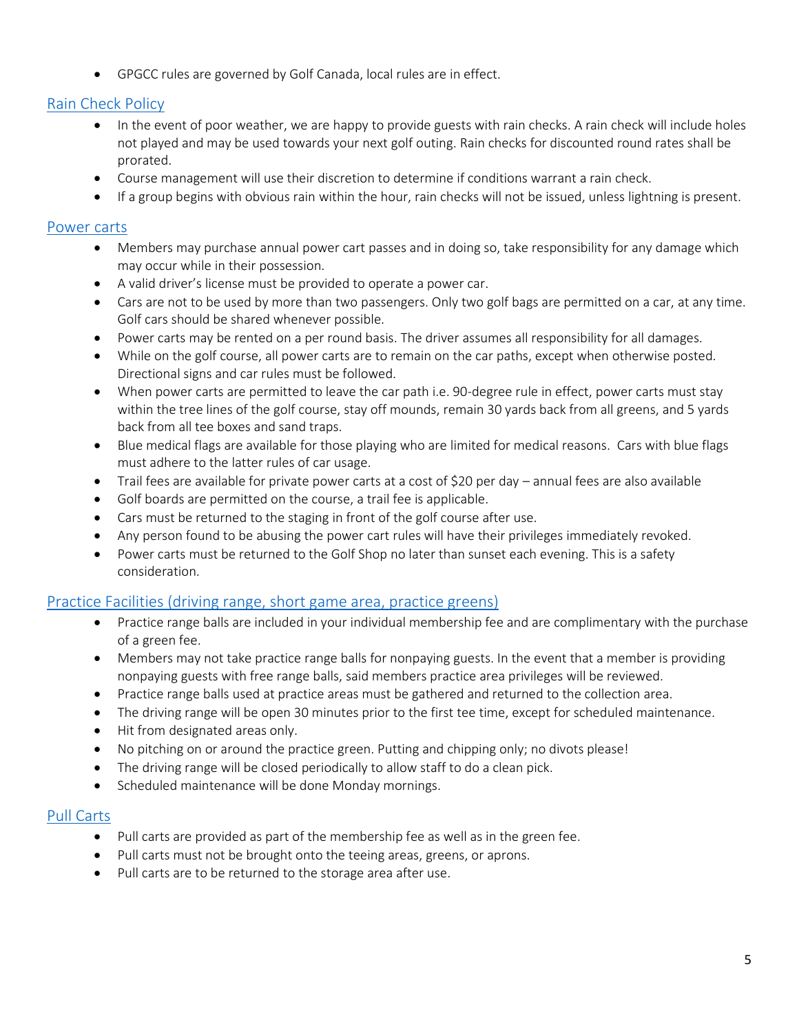- GPGCC rules are governed by Golf Canada, local rules are in effect.

## Rain Check Policy

- In the event of poor weather, we are happy to provide guests with rain checks. A rain check will include holes not played and may be used towards your next golf outing. Rain checks for discounted round rates shall be prorated.
- Course management will use their discretion to determine if conditions warrant a rain check.
- If a group begins with obvious rain within the hour, rain checks will not be issued, unless lightning is present.

## Power carts

- Members may purchase annual power cart passes and in doing so, take responsibility for any damage which may occur while in their possession.
- A valid driver's license must be provided to operate a power car.
- Cars are not to be used by more than two passengers. Only two golf bags are permitted on a car, at any time. Golf cars should be shared whenever possible.
- Power carts may be rented on a per round basis. The driver assumes all responsibility for all damages.
- While on the golf course, all power carts are to remain on the car paths, except when otherwise posted. Directional signs and car rules must be followed.
- When power carts are permitted to leave the car path i.e. 90-degree rule in effect, power carts must stay within the tree lines of the golf course, stay off mounds, remain 30 yards back from all greens, and 5 yards back from all tee boxes and sand traps.
- Blue medical flags are available for those playing who are limited for medical reasons. Cars with blue flags must adhere to the latter rules of car usage.
- Trail fees are available for private power carts at a cost of $20 per day – annual fees are also available
- Golf boards are permitted on the course, a trail fee is applicable.
- Cars must be returned to the staging in front of the golf course after use.
- Any person found to be abusing the power cart rules will have their privileges immediately revoked.
- Power carts must be returned to the Golf Shop no later than sunset each evening. This is a safety consideration.

## Practice Facilities (driving range, short game area, practice greens)

- Practice range balls are included in your individual membership fee and are complimentary with the purchase of a green fee.
- Members may not take practice range balls for nonpaying guests. In the event that a member is providing nonpaying guests with free range balls, said members practice area privileges will be reviewed.
- Practice range balls used at practice areas must be gathered and returned to the collection area.
- The driving range will be open 30 minutes prior to the first tee time, except for scheduled maintenance.
- Hit from designated areas only.
- No pitching on or around the practice green. Putting and chipping only; no divots please!
- The driving range will be closed periodically to allow staff to do a clean pick.
- Scheduled maintenance will be done Monday mornings.

## Pull Carts

- Pull carts are provided as part of the membership fee as well as in the green fee.
- Pull carts must not be brought onto the teeing areas, greens, or aprons.
- Pull carts are to be returned to the storage area after use.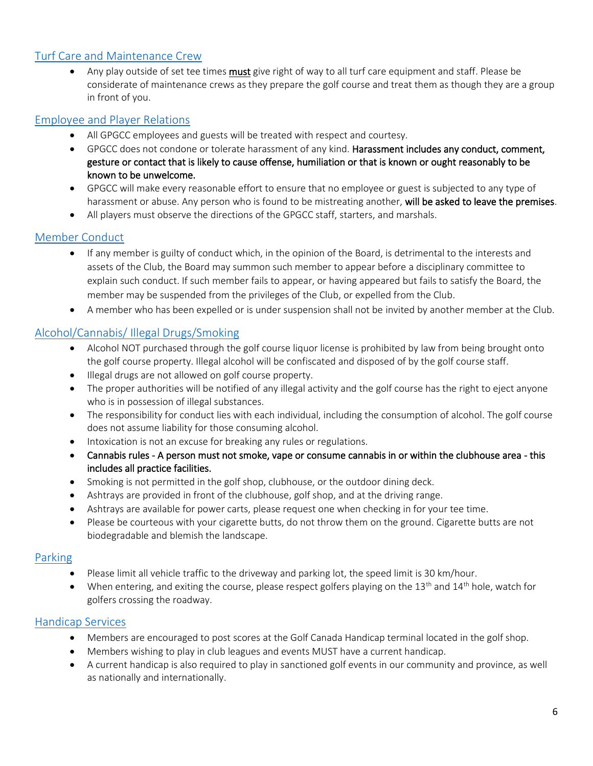## Turf Care and Maintenance Crew

- Any play outside of set tee times **must** give right of way to all turf care equipment and staff. Please be considerate of maintenance crews as they prepare the golf course and treat them as though they are a group in front of you.

## Employee and Player Relations

- All GPGCC employees and guests will be treated with respect and courtesy.
- GPGCC does not condone or tolerate harassment of any kind. **Harassment includes any conduct, comment, gesture or contact that is likely to cause offense, humiliation or that is known or ought reasonably to be known to be unwelcome.**
- GPGCC will make every reasonable effort to ensure that no employee or guest is subjected to any type of harassment or abuse. Any person who is found to be mistreating another, **will be asked to leave the premises**.
- All players must observe the directions of the GPGCC staff, starters, and marshals.

## Member Conduct

- If any member is guilty of conduct which, in the opinion of the Board, is detrimental to the interests and assets of the Club, the Board may summon such member to appear before a disciplinary committee to explain such conduct. If such member fails to appear, or having appeared but fails to satisfy the Board, the member may be suspended from the privileges of the Club, or expelled from the Club.
- A member who has been expelled or is under suspension shall not be invited by another member at the Club.

## Alcohol/Cannabis/ Illegal Drugs/Smoking

- Alcohol NOT purchased through the golf course liquor license is prohibited by law from being brought onto the golf course property. Illegal alcohol will be confiscated and disposed of by the golf course staff.
- Illegal drugs are not allowed on golf course property.
- The proper authorities will be notified of any illegal activity and the golf course has the right to eject anyone who is in possession of illegal substances.
- The responsibility for conduct lies with each individual, including the consumption of alcohol. The golf course does not assume liability for those consuming alcohol.
- Intoxication is not an excuse for breaking any rules or regulations.
- **Cannabis rules - A person must not smoke, vape or consume cannabis in or within the clubhouse area - this includes all practice facilities.**
- Smoking is not permitted in the golf shop, clubhouse, or the outdoor dining deck.
- Ashtrays are provided in front of the clubhouse, golf shop, and at the driving range.
- Ashtrays are available for power carts, please request one when checking in for your tee time.
- Please be courteous with your cigarette butts, do not throw them on the ground. Cigarette butts are not biodegradable and blemish the landscape.

## Parking

- Please limit all vehicle traffic to the driveway and parking lot, the speed limit is 30 km/hour.
- When entering, and exiting the course, please respect golfers playing on the 13th and 14th hole, watch for golfers crossing the roadway.

## Handicap Services

- Members are encouraged to post scores at the Golf Canada Handicap terminal located in the golf shop.
- Members wishing to play in club leagues and events MUST have a current handicap.
- A current handicap is also required to play in sanctioned golf events in our community and province, as well as nationally and internationally.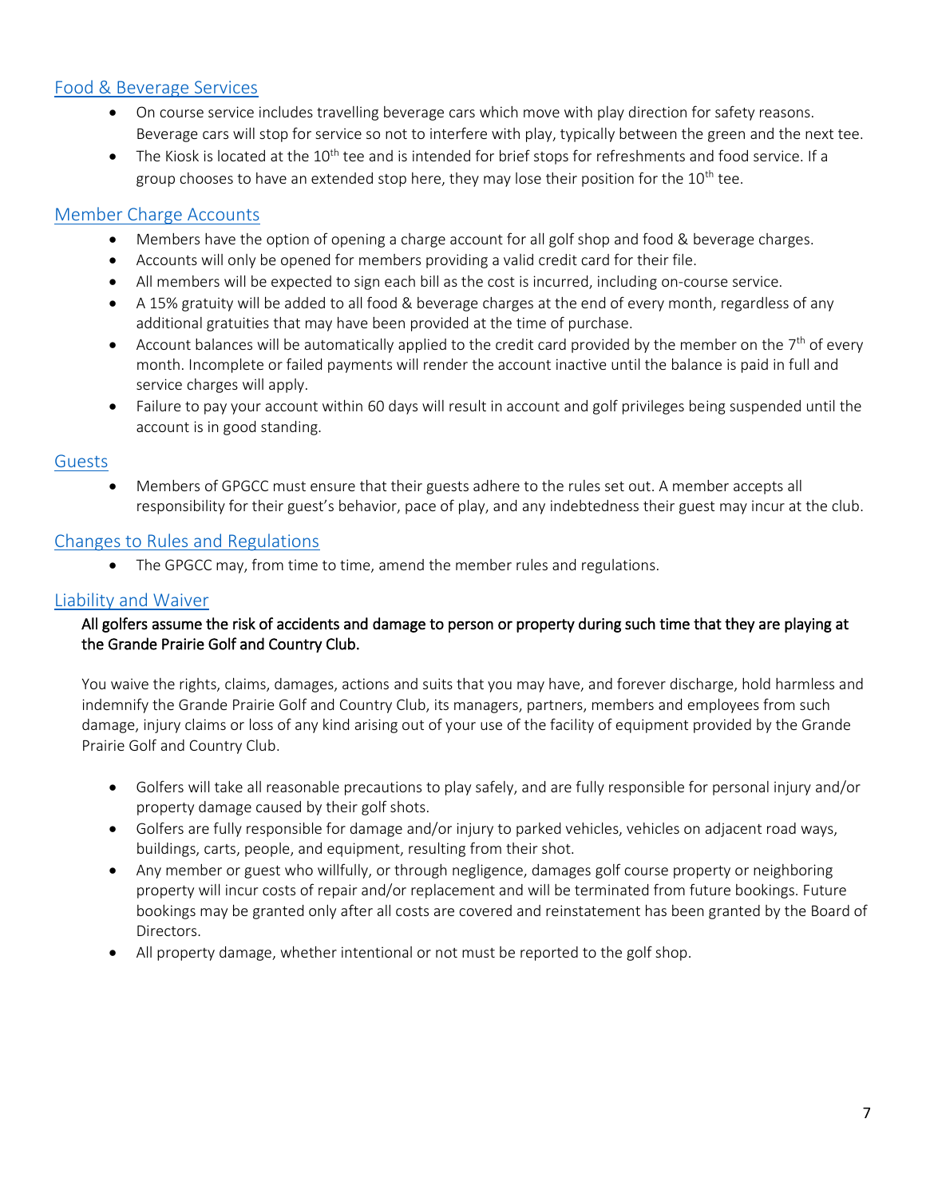## Food & Beverage Services

- On course service includes travelling beverage cars which move with play direction for safety reasons. Beverage cars will stop for service so not to interfere with play, typically between the green and the next tee.
- The Kiosk is located at the 10th tee and is intended for brief stops for refreshments and food service. If a group chooses to have an extended stop here, they may lose their position for the 10th tee.

## Member Charge Accounts

- Members have the option of opening a charge account for all golf shop and food & beverage charges.
- Accounts will only be opened for members providing a valid credit card for their file.
- All members will be expected to sign each bill as the cost is incurred, including on-course service.
- A 15% gratuity will be added to all food & beverage charges at the end of every month, regardless of any additional gratuities that may have been provided at the time of purchase.
- Account balances will be automatically applied to the credit card provided by the member on the 7th of every month. Incomplete or failed payments will render the account inactive until the balance is paid in full and service charges will apply.
- Failure to pay your account within 60 days will result in account and golf privileges being suspended until the account is in good standing.

## Guests

- Members of GPGCC must ensure that their guests adhere to the rules set out. A member accepts all responsibility for their guest's behavior, pace of play, and any indebtedness their guest may incur at the club.

## Changes to Rules and Regulations

- The GPGCC may, from time to time, amend the member rules and regulations.

## Liability and Waiver

All golfers assume the risk of accidents and damage to person or property during such time that they are playing at the Grande Prairie Golf and Country Club.

You waive the rights, claims, damages, actions and suits that you may have, and forever discharge, hold harmless and indemnify the Grande Prairie Golf and Country Club, its managers, partners, members and employees from such damage, injury claims or loss of any kind arising out of your use of the facility of equipment provided by the Grande Prairie Golf and Country Club.

- Golfers will take all reasonable precautions to play safely, and are fully responsible for personal injury and/or property damage caused by their golf shots.
- Golfers are fully responsible for damage and/or injury to parked vehicles, vehicles on adjacent road ways, buildings, carts, people, and equipment, resulting from their shot.
- Any member or guest who willfully, or through negligence, damages golf course property or neighboring property will incur costs of repair and/or replacement and will be terminated from future bookings. Future bookings may be granted only after all costs are covered and reinstatement has been granted by the Board of Directors.
- All property damage, whether intentional or not must be reported to the golf shop.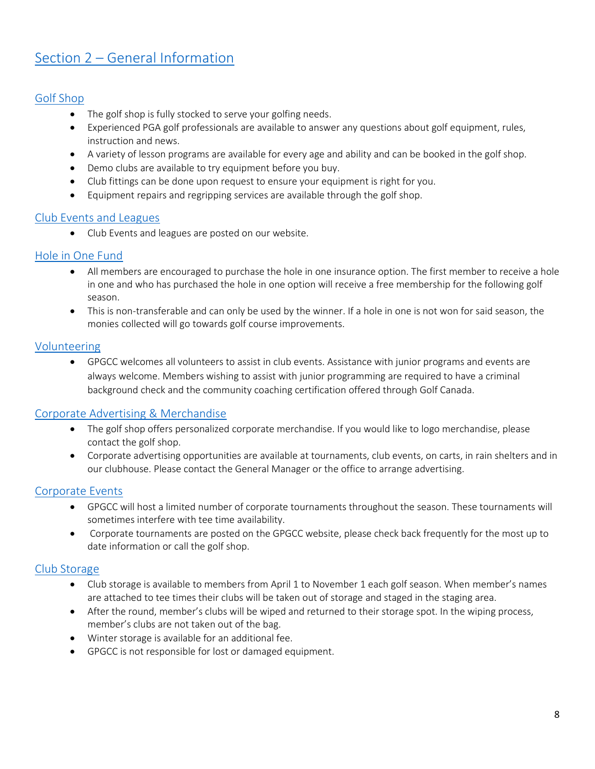# Section 2 – General Information

## Golf Shop

- The golf shop is fully stocked to serve your golfing needs.
- Experienced PGA golf professionals are available to answer any questions about golf equipment, rules, instruction and news.
- A variety of lesson programs are available for every age and ability and can be booked in the golf shop.
- Demo clubs are available to try equipment before you buy.
- Club fittings can be done upon request to ensure your equipment is right for you.
- Equipment repairs and regripping services are available through the golf shop.

## Club Events and Leagues

- Club Events and leagues are posted on our website.

## Hole in One Fund

- All members are encouraged to purchase the hole in one insurance option. The first member to receive a hole in one and who has purchased the hole in one option will receive a free membership for the following golf season.
- This is non-transferable and can only be used by the winner. If a hole in one is not won for said season, the monies collected will go towards golf course improvements.

## Volunteering

- GPGCC welcomes all volunteers to assist in club events. Assistance with junior programs and events are always welcome. Members wishing to assist with junior programming are required to have a criminal background check and the community coaching certification offered through Golf Canada.

## Corporate Advertising & Merchandise

- The golf shop offers personalized corporate merchandise. If you would like to logo merchandise, please contact the golf shop.
- Corporate advertising opportunities are available at tournaments, club events, on carts, in rain shelters and in our clubhouse. Please contact the General Manager or the office to arrange advertising.

## Corporate Events

- GPGCC will host a limited number of corporate tournaments throughout the season. These tournaments will sometimes interfere with tee time availability.
- Corporate tournaments are posted on the GPGCC website, please check back frequently for the most up to date information or call the golf shop.

## Club Storage

- Club storage is available to members from April 1 to November 1 each golf season. When member's names are attached to tee times their clubs will be taken out of storage and staged in the staging area.
- After the round, member's clubs will be wiped and returned to their storage spot. In the wiping process, member's clubs are not taken out of the bag.
- Winter storage is available for an additional fee.
- GPGCC is not responsible for lost or damaged equipment.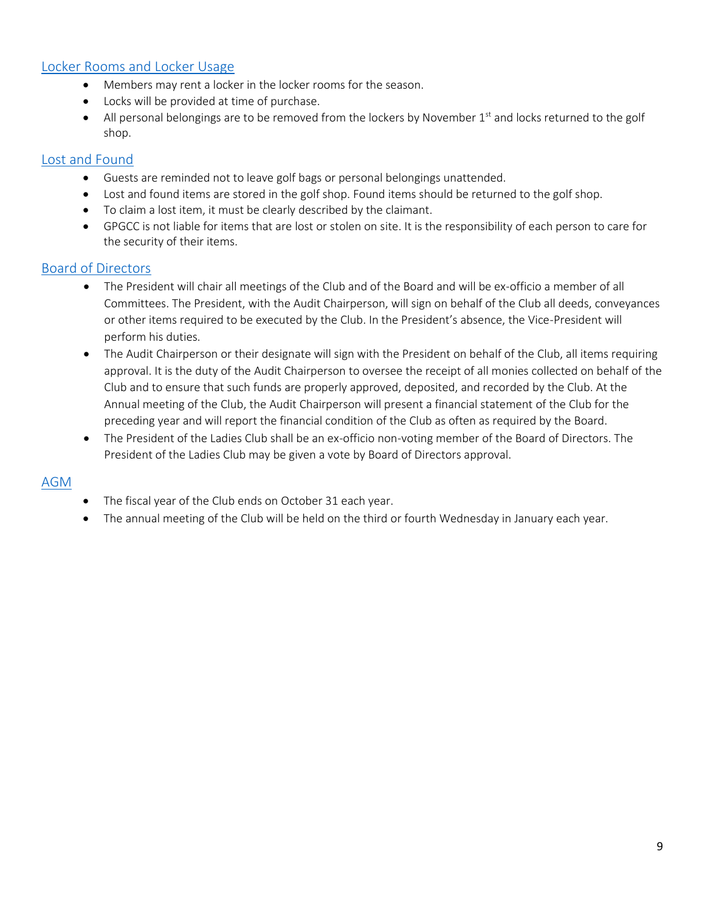## Locker Rooms and Locker Usage

- Members may rent a locker in the locker rooms for the season.
- Locks will be provided at time of purchase.
- All personal belongings are to be removed from the lockers by November 1st and locks returned to the golf shop.

## Lost and Found

- Guests are reminded not to leave golf bags or personal belongings unattended.
- Lost and found items are stored in the golf shop. Found items should be returned to the golf shop.
- To claim a lost item, it must be clearly described by the claimant.
- GPGCC is not liable for items that are lost or stolen on site. It is the responsibility of each person to care for the security of their items.

## Board of Directors

- The President will chair all meetings of the Club and of the Board and will be ex-officio a member of all Committees. The President, with the Audit Chairperson, will sign on behalf of the Club all deeds, conveyances or other items required to be executed by the Club. In the President's absence, the Vice-President will perform his duties.
- The Audit Chairperson or their designate will sign with the President on behalf of the Club, all items requiring approval. It is the duty of the Audit Chairperson to oversee the receipt of all monies collected on behalf of the Club and to ensure that such funds are properly approved, deposited, and recorded by the Club. At the Annual meeting of the Club, the Audit Chairperson will present a financial statement of the Club for the preceding year and will report the financial condition of the Club as often as required by the Board.
- The President of the Ladies Club shall be an ex-officio non-voting member of the Board of Directors. The President of the Ladies Club may be given a vote by Board of Directors approval.

## AGM

- The fiscal year of the Club ends on October 31 each year.
- The annual meeting of the Club will be held on the third or fourth Wednesday in January each year.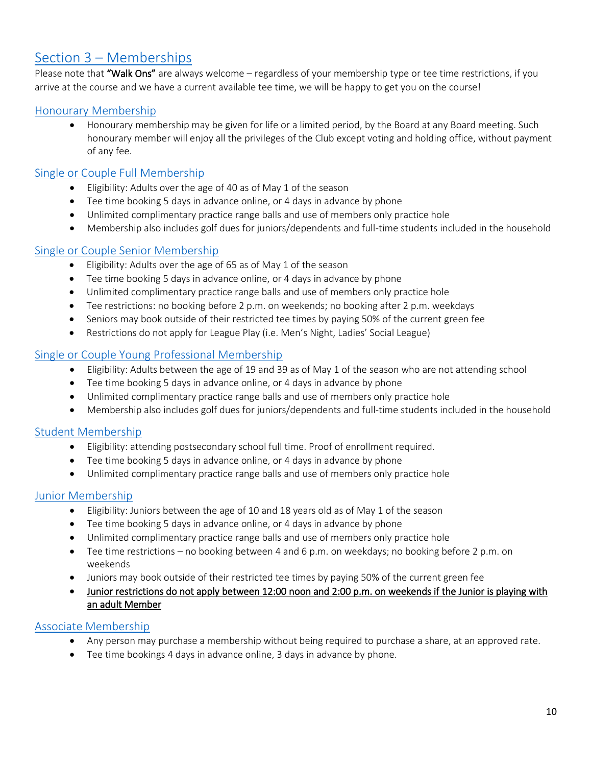## Section 3 – Memberships

Please note that **"Walk Ons"** are always welcome – regardless of your membership type or tee time restrictions, if you arrive at the course and we have a current available tee time, we will be happy to get you on the course!

### Honourary Membership

- Honourary membership may be given for life or a limited period, by the Board at any Board meeting. Such honourary member will enjoy all the privileges of the Club except voting and holding office, without payment of any fee.

### Single or Couple Full Membership

- Eligibility: Adults over the age of 40 as of May 1 of the season
- Tee time booking 5 days in advance online, or 4 days in advance by phone
- Unlimited complimentary practice range balls and use of members only practice hole
- Membership also includes golf dues for juniors/dependents and full-time students included in the household

### Single or Couple Senior Membership

- Eligibility: Adults over the age of 65 as of May 1 of the season
- Tee time booking 5 days in advance online, or 4 days in advance by phone
- Unlimited complimentary practice range balls and use of members only practice hole
- Tee restrictions: no booking before 2 p.m. on weekends; no booking after 2 p.m. weekdays
- Seniors may book outside of their restricted tee times by paying 50% of the current green fee
- Restrictions do not apply for League Play (i.e. Men's Night, Ladies' Social League)

### Single or Couple Young Professional Membership

- Eligibility: Adults between the age of 19 and 39 as of May 1 of the season who are not attending school
- Tee time booking 5 days in advance online, or 4 days in advance by phone
- Unlimited complimentary practice range balls and use of members only practice hole
- Membership also includes golf dues for juniors/dependents and full-time students included in the household

### Student Membership

- Eligibility: attending postsecondary school full time. Proof of enrollment required.
- Tee time booking 5 days in advance online, or 4 days in advance by phone
- Unlimited complimentary practice range balls and use of members only practice hole

### Junior Membership

- Eligibility: Juniors between the age of 10 and 18 years old as of May 1 of the season
- Tee time booking 5 days in advance online, or 4 days in advance by phone
- Unlimited complimentary practice range balls and use of members only practice hole
- Tee time restrictions – no booking between 4 and 6 p.m. on weekdays; no booking before 2 p.m. on weekends
- Juniors may book outside of their restricted tee times by paying 50% of the current green fee
- <u>Junior restrictions do not apply between 12:00 noon and 2:00 p.m. on weekends if the Junior is playing with an adult Member</u>

### Associate Membership

- Any person may purchase a membership without being required to purchase a share, at an approved rate.
- Tee time bookings 4 days in advance online, 3 days in advance by phone.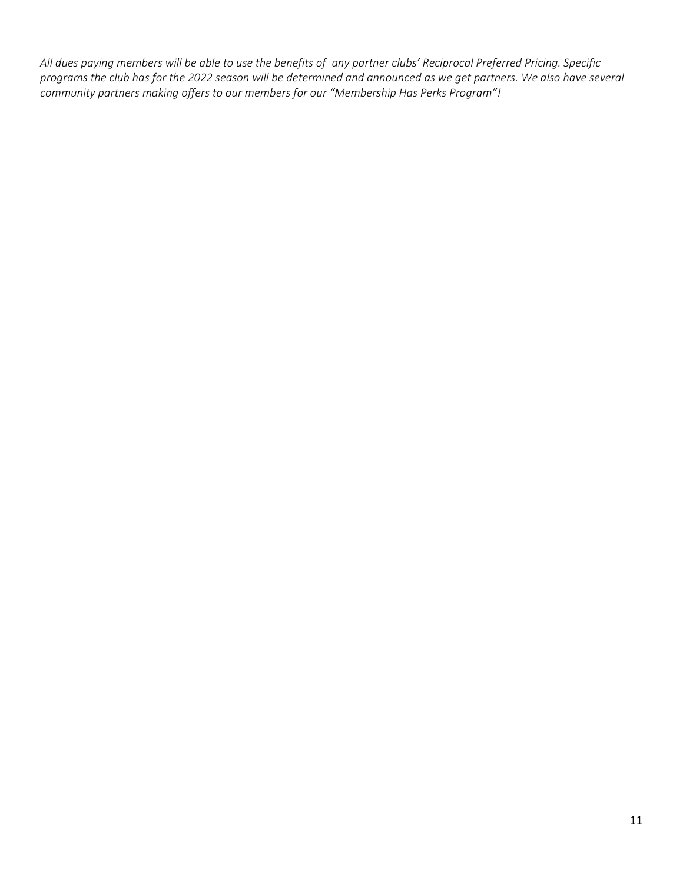*All dues paying members will be able to use the benefits of any partner clubs' Reciprocal Preferred Pricing. Specific programs the club has for the 2022 season will be determined and announced as we get partners. We also have several community partners making offers to our members for our "Membership Has Perks Program"!*